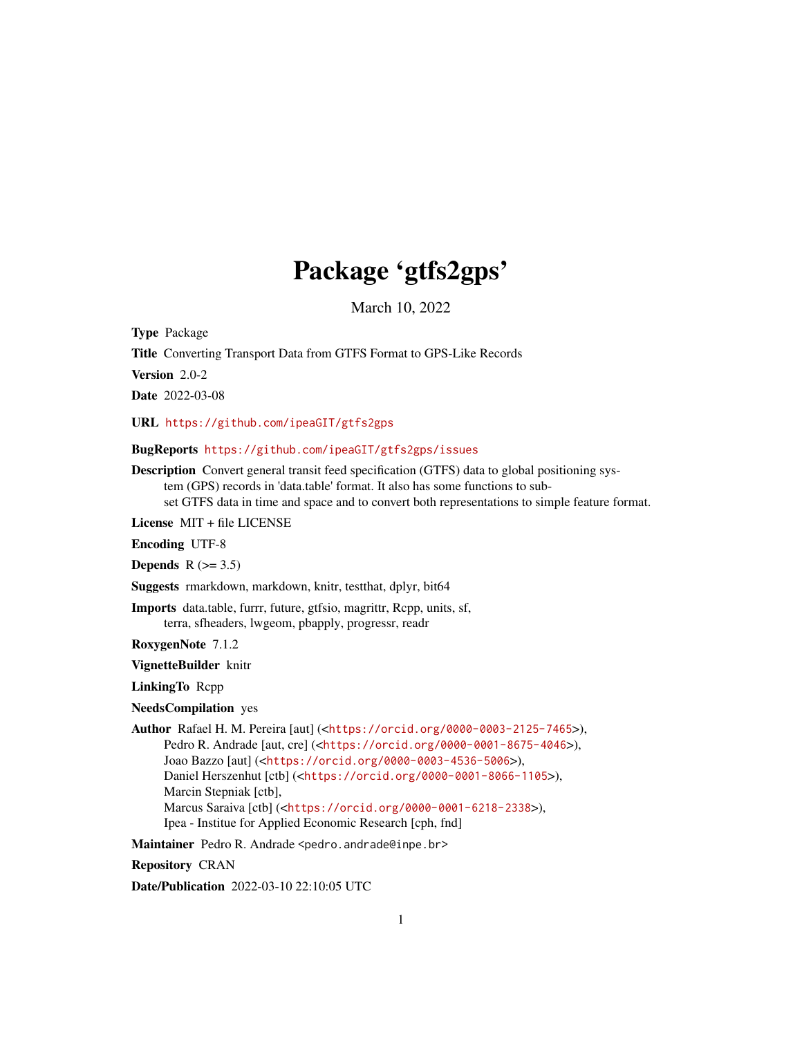# Package 'gtfs2gps'

March 10, 2022

**Type** Package

**Title** Converting Transport Data from GTFS Format to GPS-Like Records

**Version** 2.0-2

**Date** 2022-03-08

**URL** https://github.com/ipeaGIT/gtfs2gps

**BugReports** https://github.com/ipeaGIT/gtfs2gps/issues

**Description** Convert general transit feed specification (GTFS) data to global positioning system (GPS) records in 'data.table' format. It also has some functions to subset GTFS data in time and space and to convert both representations to simple feature format.

**License** MIT + file LICENSE

**Encoding** UTF-8

**Depends** R (>= 3.5)

**Suggests** rmarkdown, markdown, knitr, testthat, dplyr, bit64

**Imports** data.table, furrr, future, gtfsio, magrittr, Rcpp, units, sf, terra, sfheaders, lwgeom, pbapply, progressr, readr

**RoxygenNote** 7.1.2

**VignetteBuilder** knitr

**LinkingTo** Rcpp

**NeedsCompilation** yes

**Author** Rafael H. M. Pereira [aut] (<https://orcid.org/0000-0003-2125-7465>), Pedro R. Andrade [aut, cre] (<https://orcid.org/0000-0001-8675-4046>), Joao Bazzo [aut] (<https://orcid.org/0000-0003-4536-5006>), Daniel Herszenhut [ctb] (<https://orcid.org/0000-0001-8066-1105>), Marcin Stepniak [ctb], Marcus Saraiva [ctb] (<https://orcid.org/0000-0001-6218-2338>), Ipea - Institue for Applied Economic Research [cph, fnd]

**Maintainer** Pedro R. Andrade <pedro.andrade@inpe.br>

**Repository** CRAN

**Date/Publication** 2022-03-10 22:10:05 UTC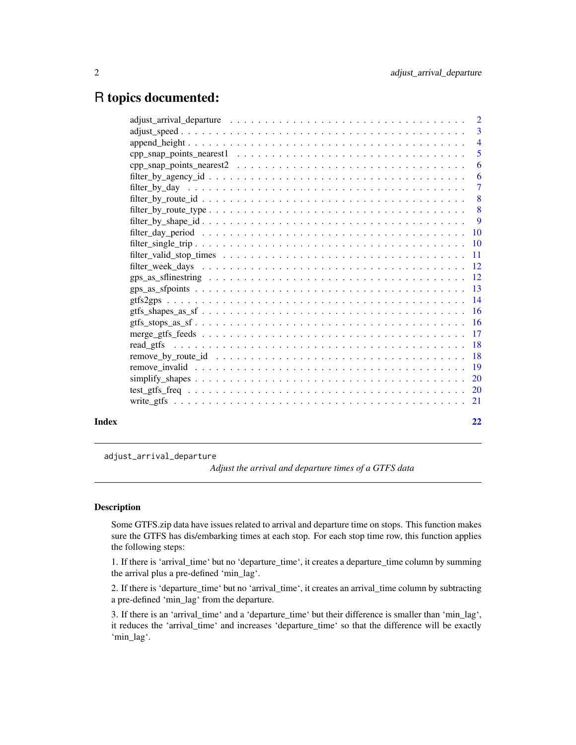# R topics documented:

| | |
|---|---|
| adjust_arrival_departure | 2 |
| adjust_speed | 3 |
| append_height | 4 |
| cpp_snap_points_nearest1 | 5 |
| cpp_snap_points_nearest2 | 6 |
| filter_by_agency_id | 6 |
| filter_by_day | 7 |
| filter_by_route_id | 8 |
| filter_by_route_type | 8 |
| filter_by_shape_id | 9 |
| filter_day_period | 10 |
| filter_single_trip | 10 |
| filter_valid_stop_times | 11 |
| filter_week_days | 12 |
| gps_as_sflinestring | 12 |
| gps_as_sfpoints | 13 |
| gtfs2gps | 14 |
| gtfs_shapes_as_sf | 16 |
| gtfs_stops_as_sf | 16 |
| merge_gtfs_feeds | 17 |
| read_gtfs | 18 |
| remove_by_route_id | 18 |
| remove_invalid | 19 |
| simplify_shapes | 20 |
| test_gtfs_freq | 20 |
| write_gtfs | 21 |

**Index** 22

---

`adjust_arrival_departure` *Adjust the arrival and departure times of a GTFS data*

---

## Description

Some GTFS.zip data have issues related to arrival and departure time on stops. This function makes sure the GTFS has dis/embarking times at each stop. For each stop time row, this function applies the following steps:

1. If there is 'arrival_time' but no 'departure_time', it creates a departure_time column by summing the arrival plus a pre-defined 'min_lag'.

2. If there is 'departure_time' but no 'arrival_time', it creates an arrival_time column by subtracting a pre-defined 'min_lag' from the departure.

3. If there is an 'arrival_time' and a 'departure_time' but their difference is smaller than 'min_lag', it reduces the 'arrival_time' and increases 'departure_time' so that the difference will be exactly 'min_lag'.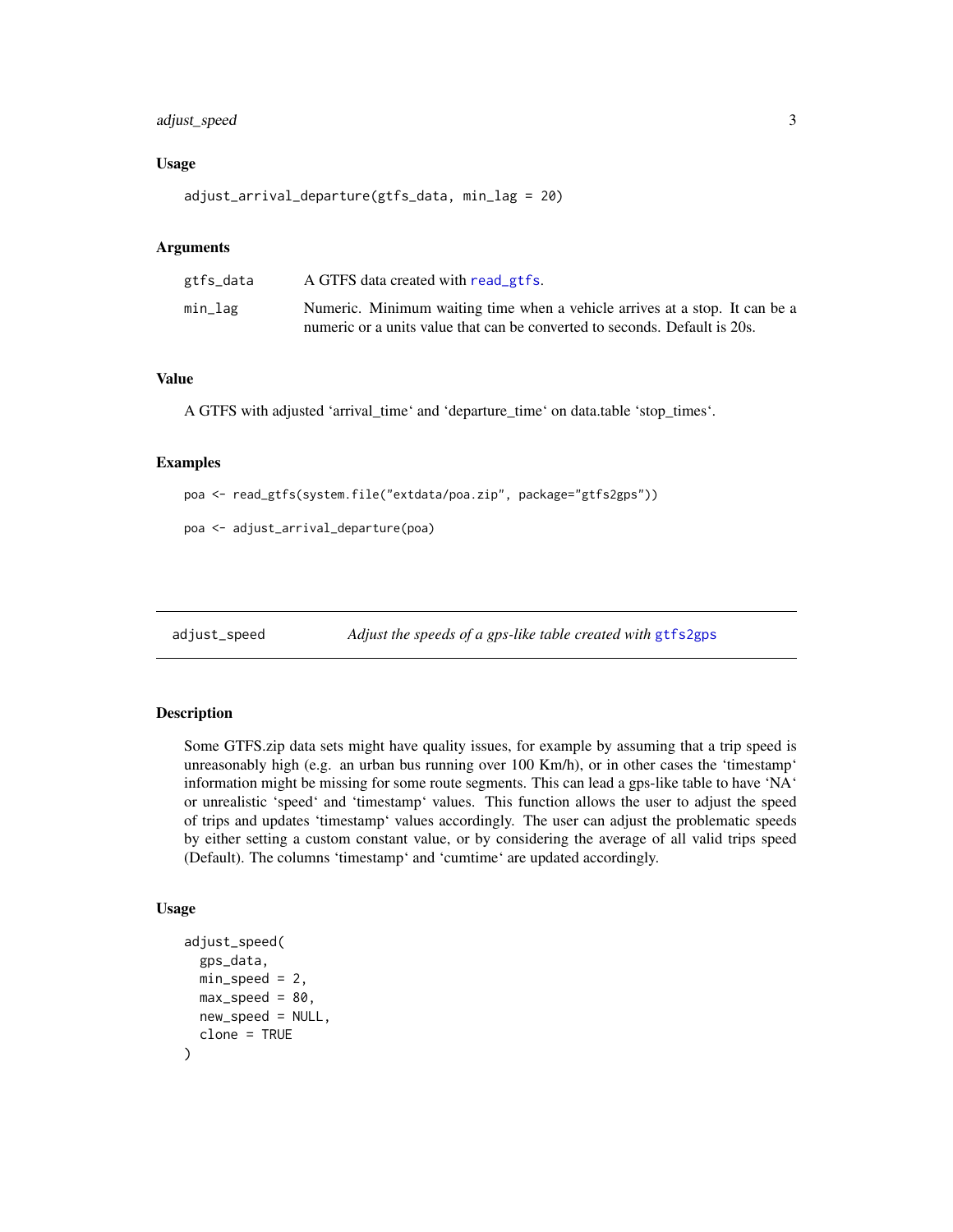### Usage

```
adjust_arrival_departure(gtfs_data, min_lag = 20)
```

### Arguments

| | |
|---|---|
| gtfs_data | A GTFS data created with read_gtfs. |
| min_lag | Numeric. Minimum waiting time when a vehicle arrives at a stop. It can be a numeric or a units value that can be converted to seconds. Default is 20s. |

### Value

A GTFS with adjusted 'arrival_time' and 'departure_time' on data.table 'stop_times'.

### Examples

```
poa <- read_gtfs(system.file("extdata/poa.zip", package="gtfs2gps"))

poa <- adjust_arrival_departure(poa)
```

---

## adjust_speed — *Adjust the speeds of a gps-like table created with* gtfs2gps

---

### Description

Some GTFS.zip data sets might have quality issues, for example by assuming that a trip speed is unreasonably high (e.g. an urban bus running over 100 Km/h), or in other cases the 'timestamp' information might be missing for some route segments. This can lead a gps-like table to have 'NA' or unrealistic 'speed' and 'timestamp' values. This function allows the user to adjust the speed of trips and updates 'timestamp' values accordingly. The user can adjust the problematic speeds by either setting a custom constant value, or by considering the average of all valid trips speed (Default). The columns 'timestamp' and 'cumtime' are updated accordingly.

### Usage

```
adjust_speed(
  gps_data,
  min_speed = 2,
  max_speed = 80,
  new_speed = NULL,
  clone = TRUE
)
```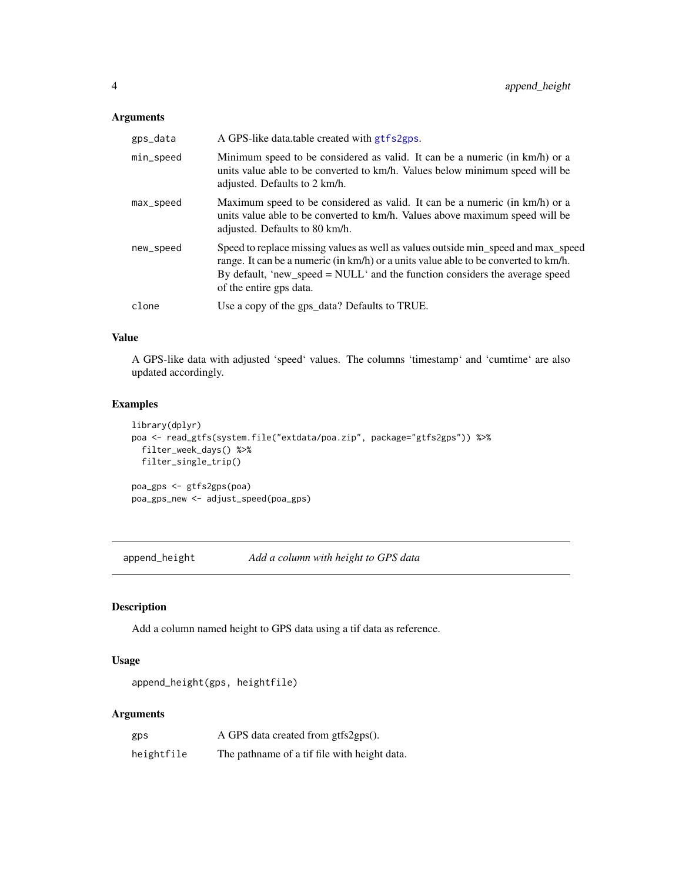### Arguments

| | |
|---|---|
| gps_data | A GPS-like data.table created with gtfs2gps. |
| min_speed | Minimum speed to be considered as valid. It can be a numeric (in km/h) or a units value able to be converted to km/h. Values below minimum speed will be adjusted. Defaults to 2 km/h. |
| max_speed | Maximum speed to be considered as valid. It can be a numeric (in km/h) or a units value able to be converted to km/h. Values above maximum speed will be adjusted. Defaults to 80 km/h. |
| new_speed | Speed to replace missing values as well as values outside min_speed and max_speed range. It can be a numeric (in km/h) or a units value able to be converted to km/h. By default, 'new_speed = NULL' and the function considers the average speed of the entire gps data. |
| clone | Use a copy of the gps_data? Defaults to TRUE. |

### Value

A GPS-like data with adjusted 'speed' values. The columns 'timestamp' and 'cumtime' are also updated accordingly.

### Examples

```
library(dplyr)
poa <- read_gtfs(system.file("extdata/poa.zip", package="gtfs2gps")) %>%
  filter_week_days() %>%
  filter_single_trip()

poa_gps <- gtfs2gps(poa)
poa_gps_new <- adjust_speed(poa_gps)
```

## append_height — *Add a column with height to GPS data*

### Description

Add a column named height to GPS data using a tif data as reference.

### Usage

```
append_height(gps, heightfile)
```

### Arguments

| | |
|---|---|
| gps | A GPS data created from gtfs2gps(). |
| heightfile | The pathname of a tif file with height data. |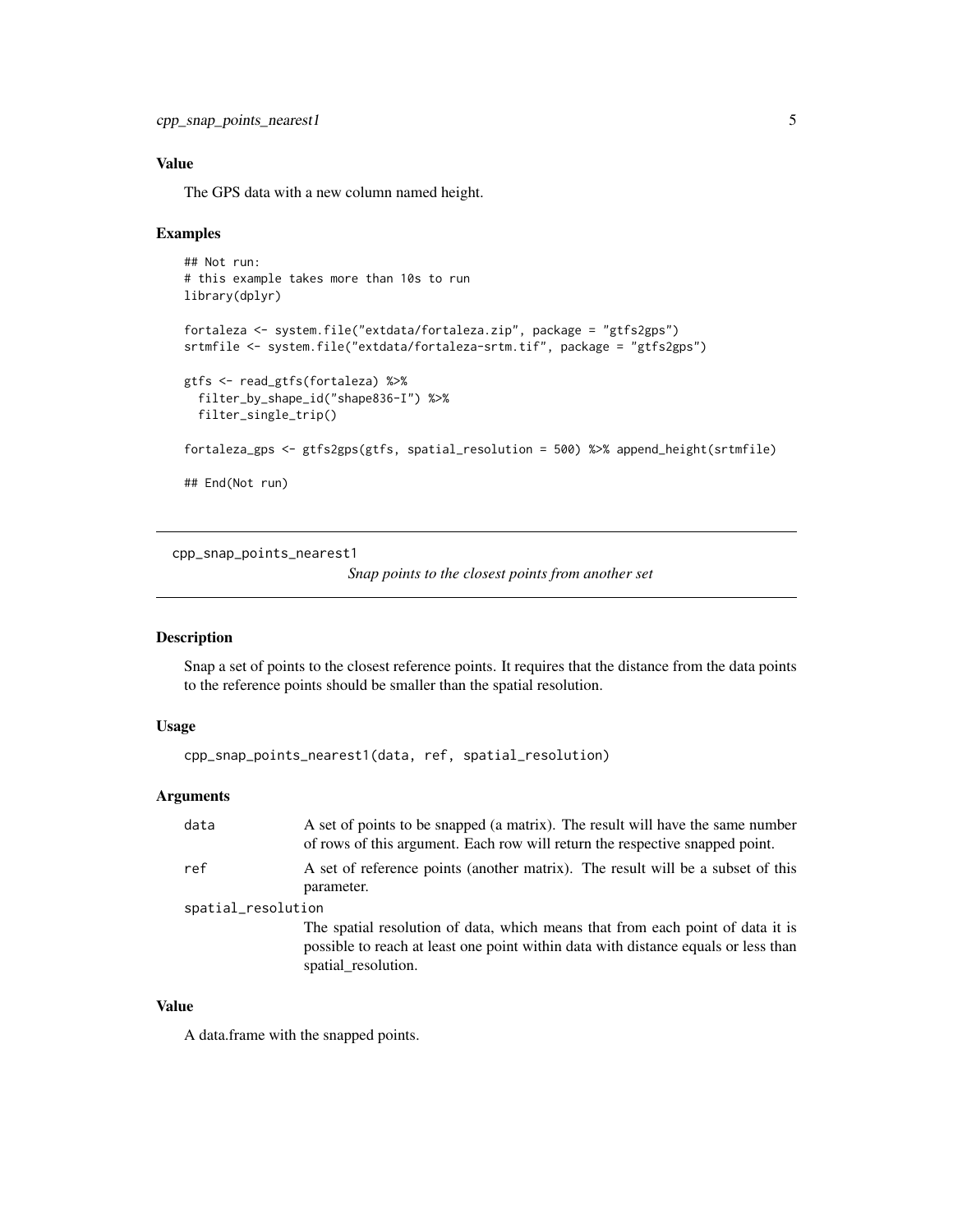### Value

The GPS data with a new column named height.

### Examples

```
## Not run:
# this example takes more than 10s to run
library(dplyr)

fortaleza <- system.file("extdata/fortaleza.zip", package = "gtfs2gps")
srtmfile <- system.file("extdata/fortaleza-srtm.tif", package = "gtfs2gps")

gtfs <- read_gtfs(fortaleza) %>%
  filter_by_shape_id("shape836-I") %>%
  filter_single_trip()

fortaleza_gps <- gtfs2gps(gtfs, spatial_resolution = 500) %>% append_height(srtmfile)

## End(Not run)
```

---

## cpp_snap_points_nearest1

*Snap points to the closest points from another set*

---

### Description

Snap a set of points to the closest reference points. It requires that the distance from the data points to the reference points should be smaller than the spatial resolution.

### Usage

```
cpp_snap_points_nearest1(data, ref, spatial_resolution)
```

### Arguments

| | |
|---|---|
| data | A set of points to be snapped (a matrix). The result will have the same number of rows of this argument. Each row will return the respective snapped point. |
| ref | A set of reference points (another matrix). The result will be a subset of this parameter. |
| spatial_resolution | The spatial resolution of data, which means that from each point of data it is possible to reach at least one point within data with distance equals or less than spatial_resolution. |

### Value

A data.frame with the snapped points.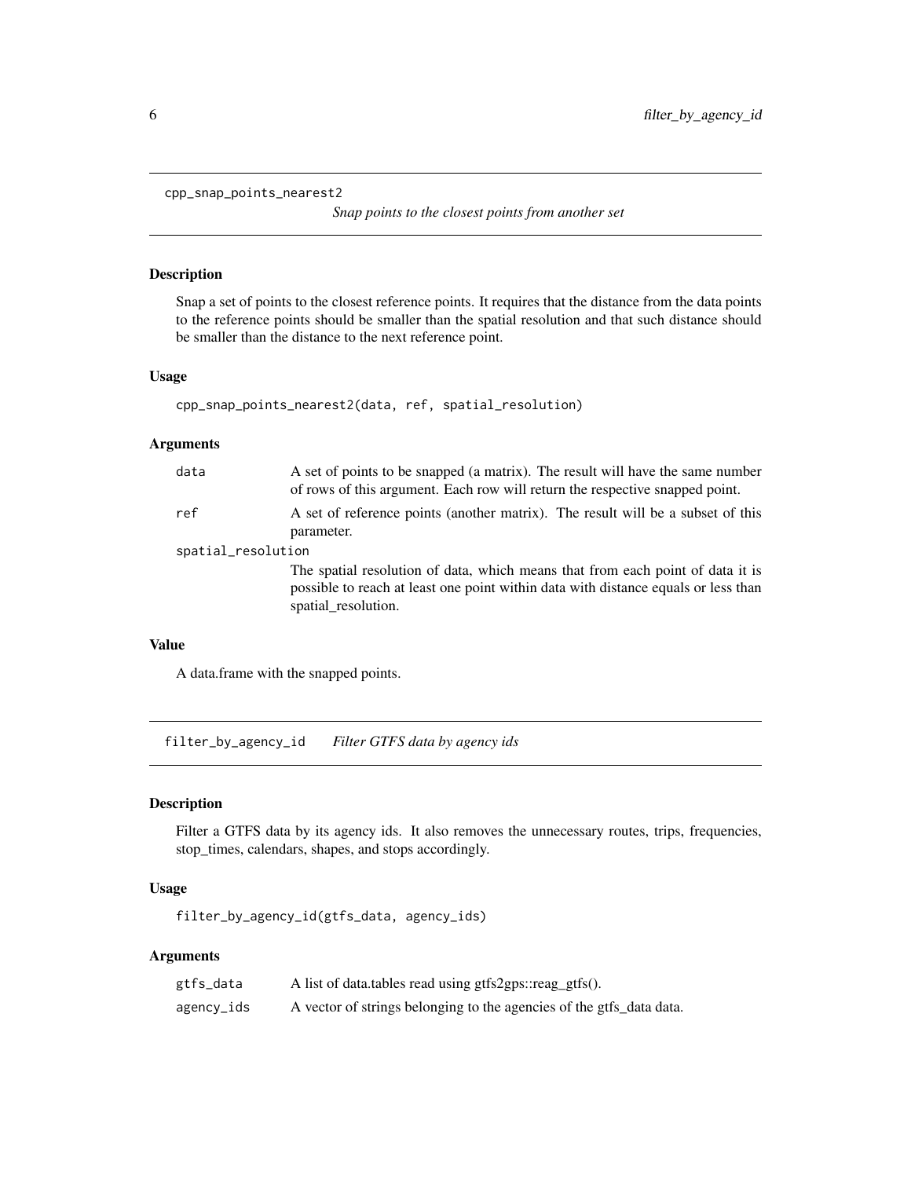## cpp_snap_points_nearest2

*Snap points to the closest points from another set*

### Description

Snap a set of points to the closest reference points. It requires that the distance from the data points to the reference points should be smaller than the spatial resolution and that such distance should be smaller than the distance to the next reference point.

### Usage

```
cpp_snap_points_nearest2(data, ref, spatial_resolution)
```

### Arguments

| | |
|---|---|
| `data` | A set of points to be snapped (a matrix). The result will have the same number of rows of this argument. Each row will return the respective snapped point. |
| `ref` | A set of reference points (another matrix). The result will be a subset of this parameter. |
| `spatial_resolution` | The spatial resolution of data, which means that from each point of data it is possible to reach at least one point within data with distance equals or less than spatial_resolution. |

### Value

A data.frame with the snapped points.

## filter_by_agency_id

*Filter GTFS data by agency ids*

### Description

Filter a GTFS data by its agency ids. It also removes the unnecessary routes, trips, frequencies, stop_times, calendars, shapes, and stops accordingly.

### Usage

```
filter_by_agency_id(gtfs_data, agency_ids)
```

### Arguments

| | |
|---|---|
| `gtfs_data` | A list of data.tables read using gtfs2gps::reag_gtfs(). |
| `agency_ids` | A vector of strings belonging to the agencies of the gtfs_data data. |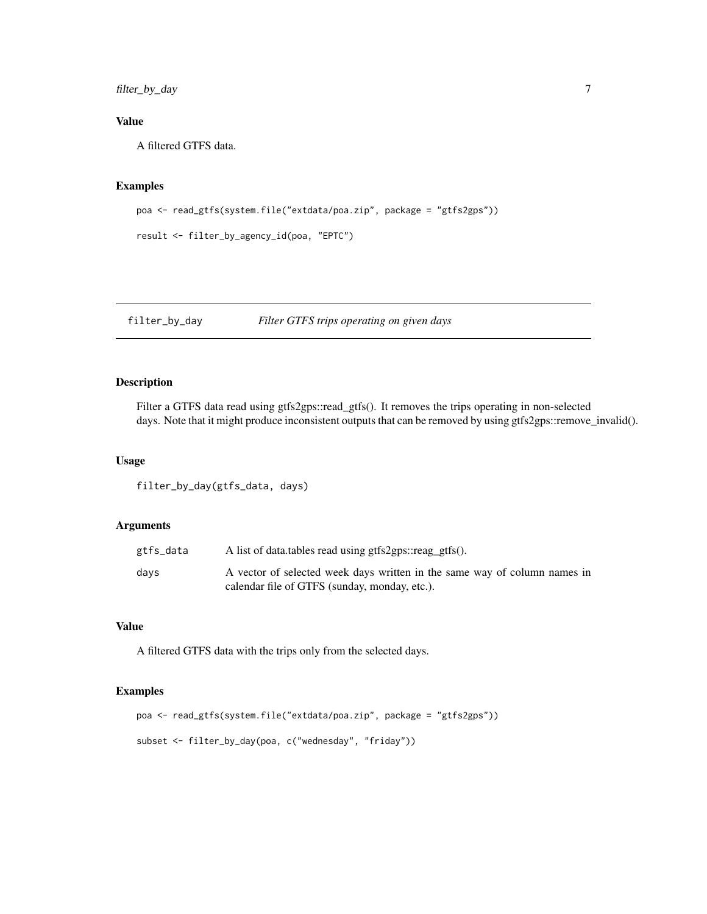### Value

A filtered GTFS data.

### Examples

```
poa <- read_gtfs(system.file("extdata/poa.zip", package = "gtfs2gps"))

result <- filter_by_agency_id(poa, "EPTC")
```

---

## filter_by_day — *Filter GTFS trips operating on given days*

---

### Description

Filter a GTFS data read using gtfs2gps::read_gtfs(). It removes the trips operating in non-selected days. Note that it might produce inconsistent outputs that can be removed by using gtfs2gps::remove_invalid().

### Usage

```
filter_by_day(gtfs_data, days)
```

### Arguments

| | |
|---|---|
| gtfs_data | A list of data.tables read using gtfs2gps::reag_gtfs(). |
| days | A vector of selected week days written in the same way of column names in calendar file of GTFS (sunday, monday, etc.). |

### Value

A filtered GTFS data with the trips only from the selected days.

### Examples

```
poa <- read_gtfs(system.file("extdata/poa.zip", package = "gtfs2gps"))

subset <- filter_by_day(poa, c("wednesday", "friday"))
```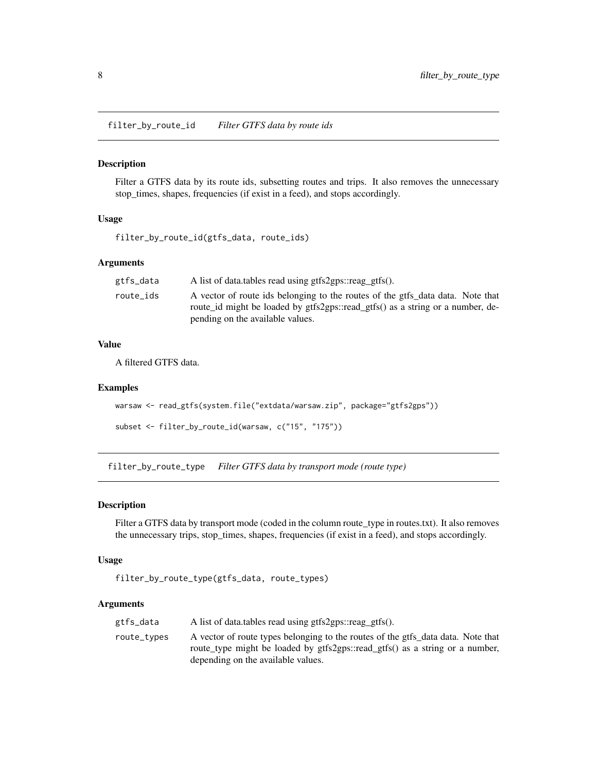## filter_by_route_id — *Filter GTFS data by route ids*

### Description

Filter a GTFS data by its route ids, subsetting routes and trips. It also removes the unnecessary stop_times, shapes, frequencies (if exist in a feed), and stops accordingly.

### Usage

```
filter_by_route_id(gtfs_data, route_ids)
```

### Arguments

| | |
|---|---|
| `gtfs_data` | A list of data.tables read using gtfs2gps::reag_gtfs(). |
| `route_ids` | A vector of route ids belonging to the routes of the gtfs_data data. Note that route_id might be loaded by gtfs2gps::read_gtfs() as a string or a number, depending on the available values. |

### Value

A filtered GTFS data.

### Examples

```
warsaw <- read_gtfs(system.file("extdata/warsaw.zip", package="gtfs2gps"))

subset <- filter_by_route_id(warsaw, c("15", "175"))
```

## filter_by_route_type — *Filter GTFS data by transport mode (route type)*

### Description

Filter a GTFS data by transport mode (coded in the column route_type in routes.txt). It also removes the unnecessary trips, stop_times, shapes, frequencies (if exist in a feed), and stops accordingly.

### Usage

```
filter_by_route_type(gtfs_data, route_types)
```

### Arguments

| | |
|---|---|
| `gtfs_data` | A list of data.tables read using gtfs2gps::reag_gtfs(). |
| `route_types` | A vector of route types belonging to the routes of the gtfs_data data. Note that route_type might be loaded by gtfs2gps::read_gtfs() as a string or a number, depending on the available values. |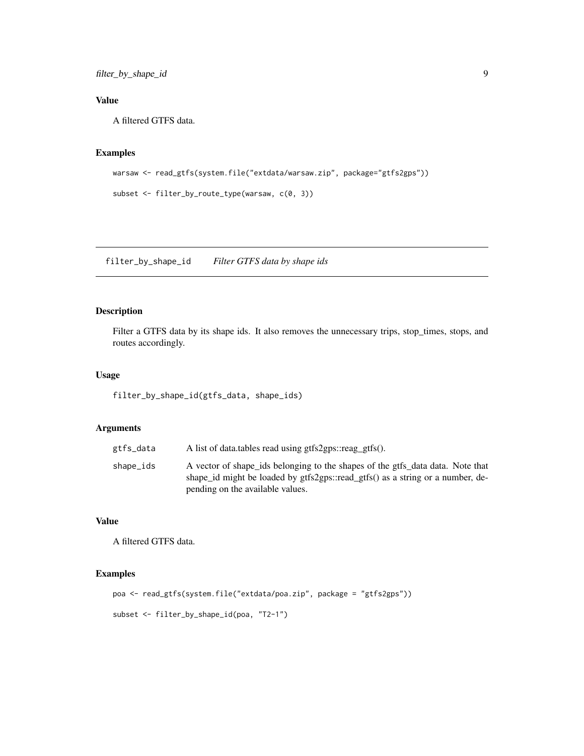### Value

A filtered GTFS data.

### Examples

```
warsaw <- read_gtfs(system.file("extdata/warsaw.zip", package="gtfs2gps"))

subset <- filter_by_route_type(warsaw, c(0, 3))
```

---

## filter_by_shape_id *Filter GTFS data by shape ids*

### Description

Filter a GTFS data by its shape ids. It also removes the unnecessary trips, stop_times, stops, and routes accordingly.

### Usage

```
filter_by_shape_id(gtfs_data, shape_ids)
```

### Arguments

| | |
|---|---|
| gtfs_data | A list of data.tables read using gtfs2gps::reag_gtfs(). |
| shape_ids | A vector of shape_ids belonging to the shapes of the gtfs_data data. Note that shape_id might be loaded by gtfs2gps::read_gtfs() as a string or a number, depending on the available values. |

### Value

A filtered GTFS data.

### Examples

```
poa <- read_gtfs(system.file("extdata/poa.zip", package = "gtfs2gps"))

subset <- filter_by_shape_id(poa, "T2-1")
```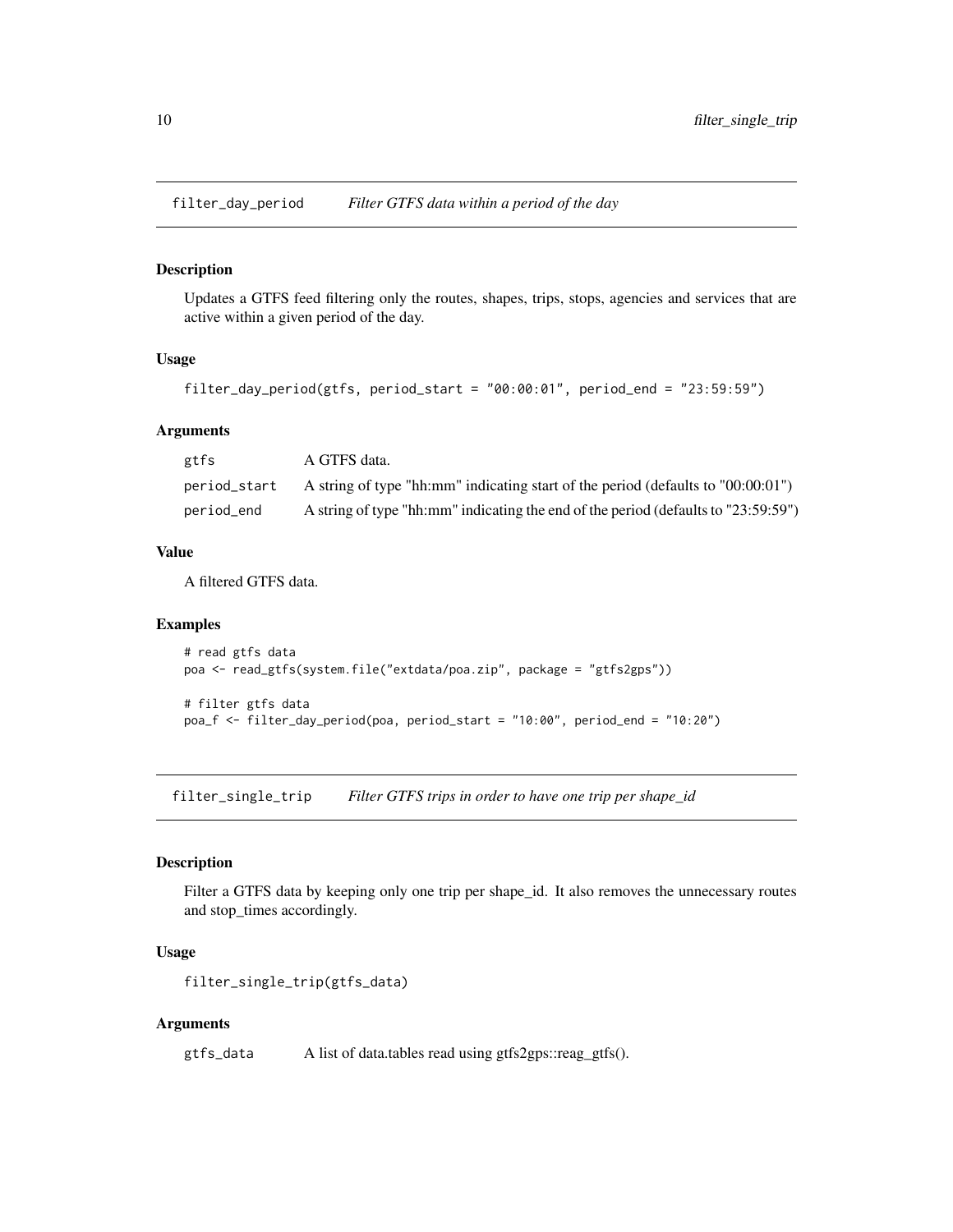## filter_day_period *Filter GTFS data within a period of the day*

### Description

Updates a GTFS feed filtering only the routes, shapes, trips, stops, agencies and services that are active within a given period of the day.

### Usage

```
filter_day_period(gtfs, period_start = "00:00:01", period_end = "23:59:59")
```

### Arguments

| | |
|---|---|
| `gtfs` | A GTFS data. |
| `period_start` | A string of type "hh:mm" indicating start of the period (defaults to "00:00:01") |
| `period_end` | A string of type "hh:mm" indicating the end of the period (defaults to "23:59:59") |

### Value

A filtered GTFS data.

### Examples

```
# read gtfs data
poa <- read_gtfs(system.file("extdata/poa.zip", package = "gtfs2gps"))

# filter gtfs data
poa_f <- filter_day_period(poa, period_start = "10:00", period_end = "10:20")
```

## filter_single_trip *Filter GTFS trips in order to have one trip per shape_id*

### Description

Filter a GTFS data by keeping only one trip per shape_id. It also removes the unnecessary routes and stop_times accordingly.

### Usage

```
filter_single_trip(gtfs_data)
```

### Arguments

| | |
|---|---|
| `gtfs_data` | A list of data.tables read using gtfs2gps::reag_gtfs(). |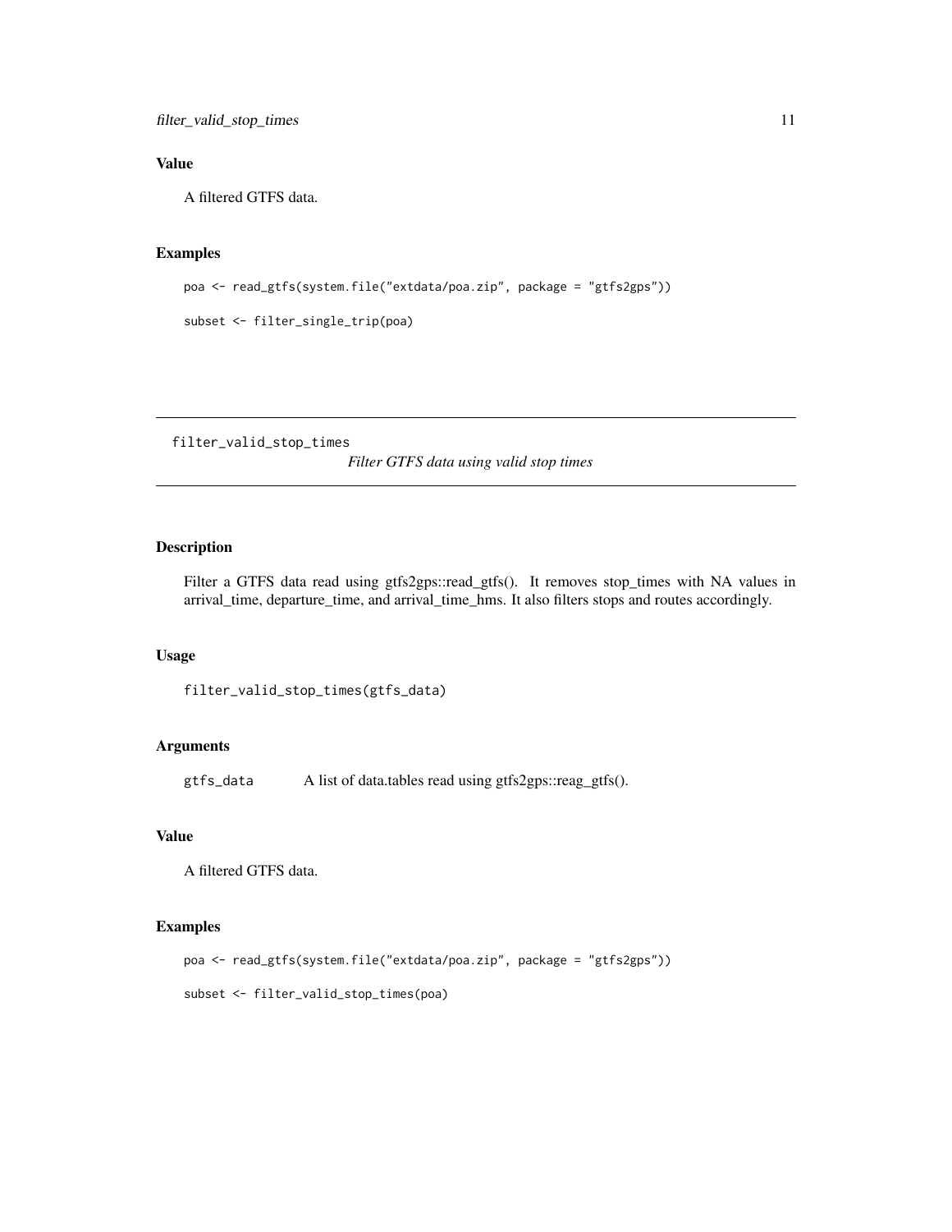### Value

A filtered GTFS data.

### Examples

```
poa <- read_gtfs(system.file("extdata/poa.zip", package = "gtfs2gps"))

subset <- filter_single_trip(poa)
```

---

## filter_valid_stop_times *Filter GTFS data using valid stop times*

---

### Description

Filter a GTFS data read using gtfs2gps::read_gtfs(). It removes stop_times with NA values in arrival_time, departure_time, and arrival_time_hms. It also filters stops and routes accordingly.

### Usage

```
filter_valid_stop_times(gtfs_data)
```

### Arguments

| | |
|---|---|
| gtfs_data | A list of data.tables read using gtfs2gps::reag_gtfs(). |

### Value

A filtered GTFS data.

### Examples

```
poa <- read_gtfs(system.file("extdata/poa.zip", package = "gtfs2gps"))

subset <- filter_valid_stop_times(poa)
```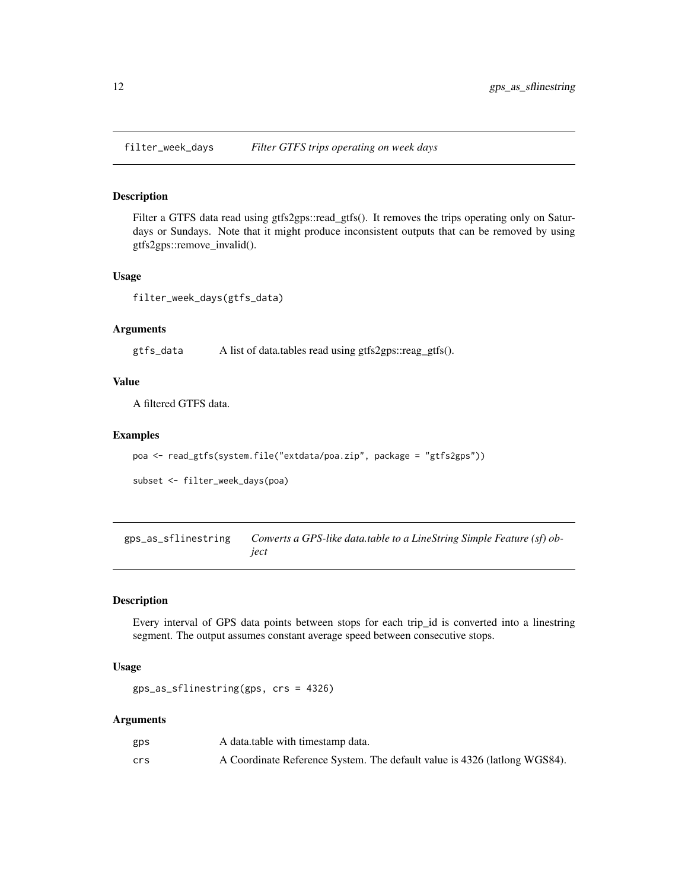## filter_week_days *Filter GTFS trips operating on week days*

### Description

Filter a GTFS data read using gtfs2gps::read_gtfs(). It removes the trips operating only on Saturdays or Sundays. Note that it might produce inconsistent outputs that can be removed by using gtfs2gps::remove_invalid().

### Usage

```
filter_week_days(gtfs_data)
```

### Arguments

| | |
|---|---|
| `gtfs_data` | A list of data.tables read using gtfs2gps::reag_gtfs(). |

### Value

A filtered GTFS data.

### Examples

```
poa <- read_gtfs(system.file("extdata/poa.zip", package = "gtfs2gps"))

subset <- filter_week_days(poa)
```

## gps_as_sflinestring *Converts a GPS-like data.table to a LineString Simple Feature (sf) object*

### Description

Every interval of GPS data points between stops for each trip_id is converted into a linestring segment. The output assumes constant average speed between consecutive stops.

### Usage

```
gps_as_sflinestring(gps, crs = 4326)
```

### Arguments

| | |
|---|---|
| `gps` | A data.table with timestamp data. |
| `crs` | A Coordinate Reference System. The default value is 4326 (latlong WGS84). |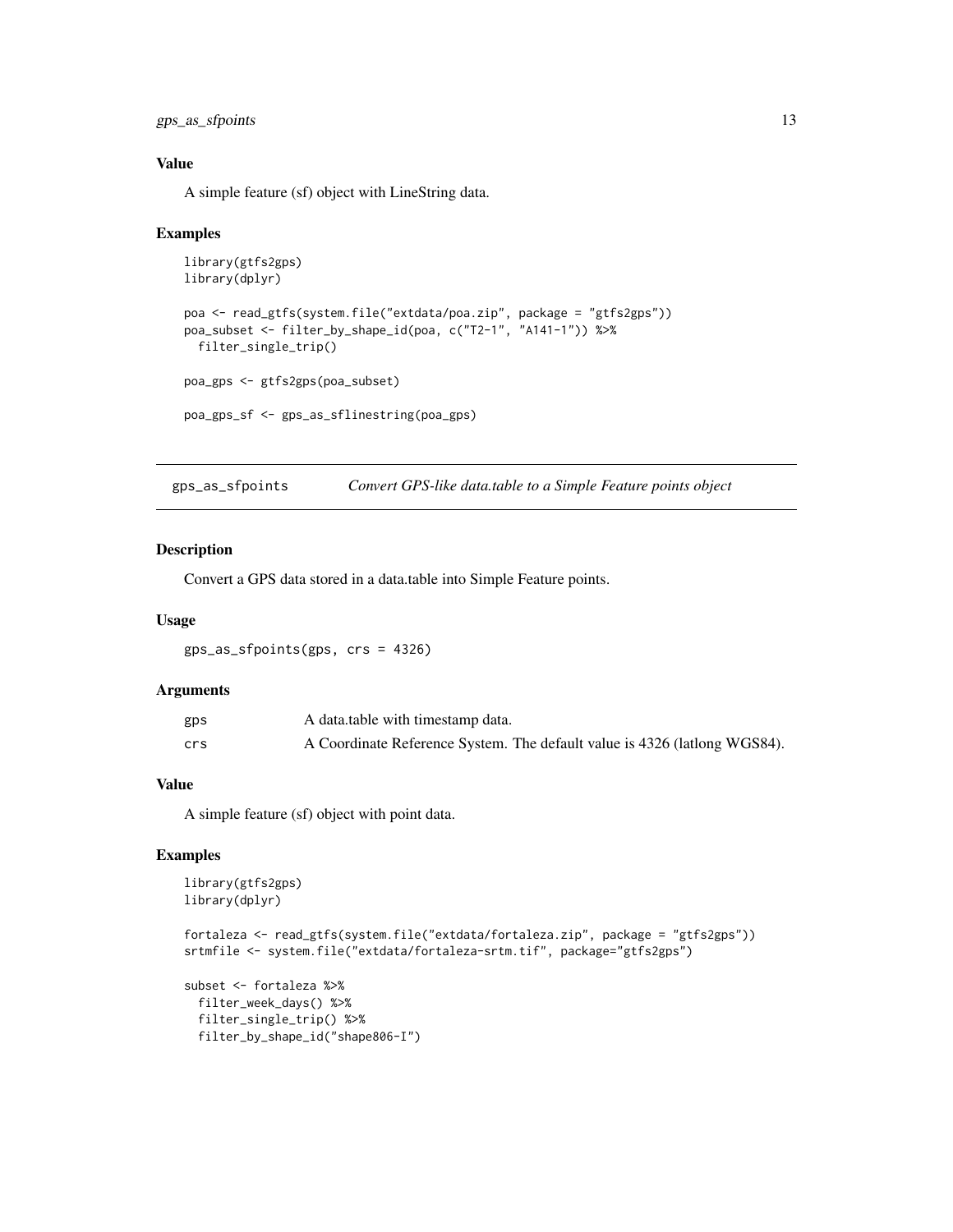### Value

A simple feature (sf) object with LineString data.

### Examples

```
library(gtfs2gps)
library(dplyr)

poa <- read_gtfs(system.file("extdata/poa.zip", package = "gtfs2gps"))
poa_subset <- filter_by_shape_id(poa, c("T2-1", "A141-1")) %>%
  filter_single_trip()

poa_gps <- gtfs2gps(poa_subset)

poa_gps_sf <- gps_as_sflinestring(poa_gps)
```

---

## gps_as_sfpoints    *Convert GPS-like data.table to a Simple Feature points object*

---

### Description

Convert a GPS data stored in a data.table into Simple Feature points.

### Usage

```
gps_as_sfpoints(gps, crs = 4326)
```

### Arguments

| | |
|---|---|
| `gps` | A data.table with timestamp data. |
| `crs` | A Coordinate Reference System. The default value is 4326 (latlong WGS84). |

### Value

A simple feature (sf) object with point data.

### Examples

```
library(gtfs2gps)
library(dplyr)

fortaleza <- read_gtfs(system.file("extdata/fortaleza.zip", package = "gtfs2gps"))
srtmfile <- system.file("extdata/fortaleza-srtm.tif", package="gtfs2gps")

subset <- fortaleza %>%
  filter_week_days() %>%
  filter_single_trip() %>%
  filter_by_shape_id("shape806-I")
```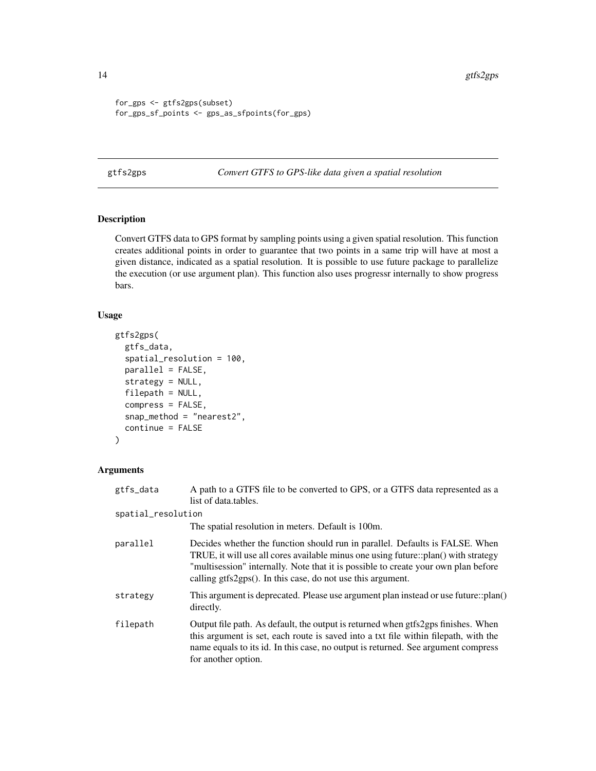```
for_gps <- gtfs2gps(subset)
for_gps_sf_points <- gps_as_sfpoints(for_gps)
```

## gtfs2gps — *Convert GTFS to GPS-like data given a spatial resolution*

### Description

Convert GTFS data to GPS format by sampling points using a given spatial resolution. This function creates additional points in order to guarantee that two points in a same trip will have at most a given distance, indicated as a spatial resolution. It is possible to use future package to parallelize the execution (or use argument plan). This function also uses progressr internally to show progress bars.

### Usage

```
gtfs2gps(
  gtfs_data,
  spatial_resolution = 100,
  parallel = FALSE,
  strategy = NULL,
  filepath = NULL,
  compress = FALSE,
  snap_method = "nearest2",
  continue = FALSE
)
```

### Arguments

| Argument | Description |
|---|---|
| gtfs_data | A path to a GTFS file to be converted to GPS, or a GTFS data represented as a list of data.tables. |
| spatial_resolution | The spatial resolution in meters. Default is 100m. |
| parallel | Decides whether the function should run in parallel. Defaults is FALSE. When TRUE, it will use all cores available minus one using future::plan() with strategy "multisession" internally. Note that it is possible to create your own plan before calling gtfs2gps(). In this case, do not use this argument. |
| strategy | This argument is deprecated. Please use argument plan instead or use future::plan() directly. |
| filepath | Output file path. As default, the output is returned when gtfs2gps finishes. When this argument is set, each route is saved into a txt file within filepath, with the name equals to its id. In this case, no output is returned. See argument compress for another option. |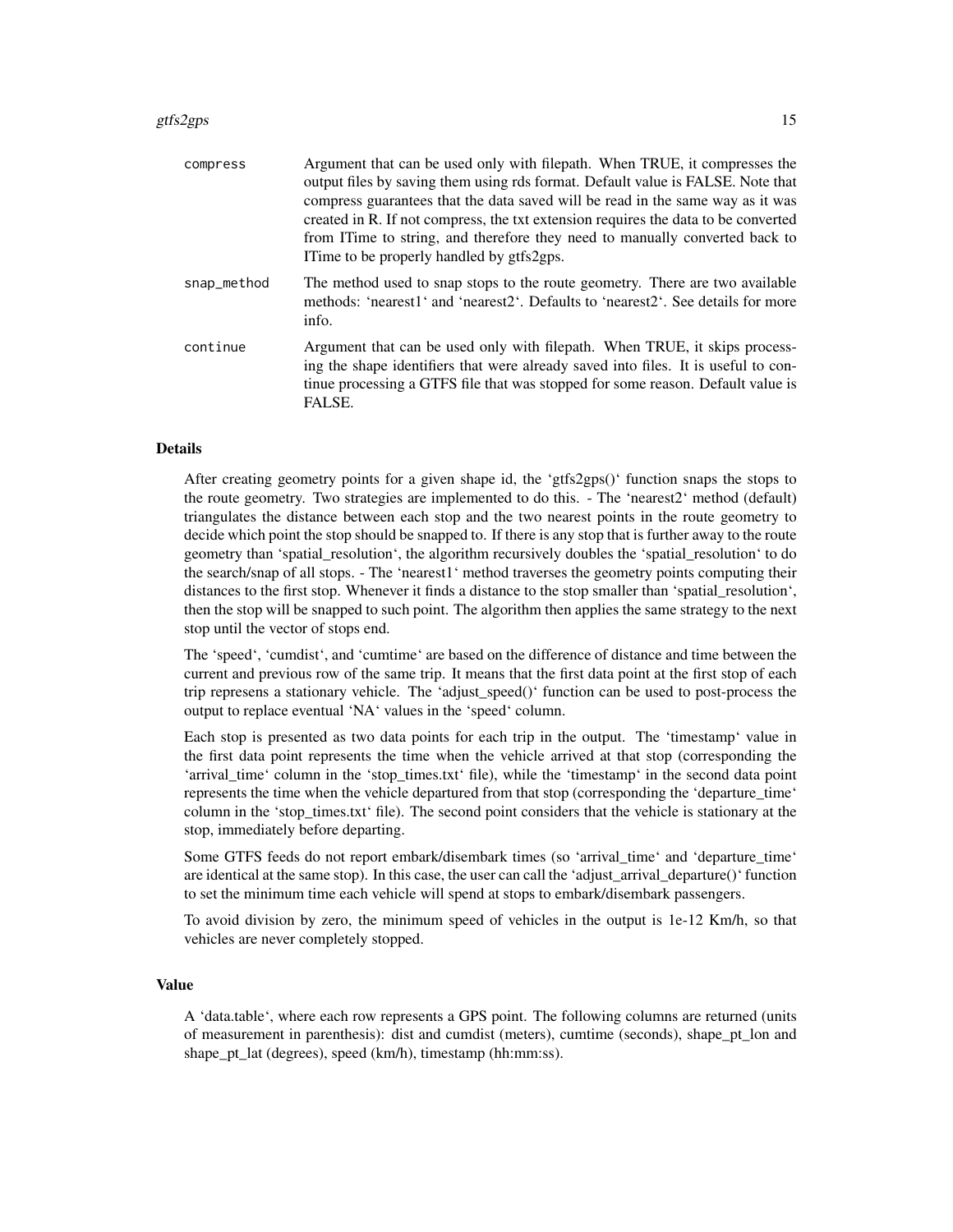| | |
|---|---|
| `compress` | Argument that can be used only with filepath. When TRUE, it compresses the output files by saving them using rds format. Default value is FALSE. Note that compress guarantees that the data saved will be read in the same way as it was created in R. If not compress, the txt extension requires the data to be converted from ITime to string, and therefore they need to manually converted back to ITime to be properly handled by gtfs2gps. |
| `snap_method` | The method used to snap stops to the route geometry. There are two available methods: 'nearest1' and 'nearest2'. Defaults to 'nearest2'. See details for more info. |
| `continue` | Argument that can be used only with filepath. When TRUE, it skips processing the shape identifiers that were already saved into files. It is useful to continue processing a GTFS file that was stopped for some reason. Default value is FALSE. |

## Details

After creating geometry points for a given shape id, the 'gtfs2gps()' function snaps the stops to the route geometry. Two strategies are implemented to do this. - The 'nearest2' method (default) triangulates the distance between each stop and the two nearest points in the route geometry to decide which point the stop should be snapped to. If there is any stop that is further away to the route geometry than 'spatial_resolution', the algorithm recursively doubles the 'spatial_resolution' to do the search/snap of all stops. - The 'nearest1' method traverses the geometry points computing their distances to the first stop. Whenever it finds a distance to the stop smaller than 'spatial_resolution', then the stop will be snapped to such point. The algorithm then applies the same strategy to the next stop until the vector of stops end.

The 'speed', 'cumdist', and 'cumtime' are based on the difference of distance and time between the current and previous row of the same trip. It means that the first data point at the first stop of each trip represens a stationary vehicle. The 'adjust_speed()' function can be used to post-process the output to replace eventual 'NA' values in the 'speed' column.

Each stop is presented as two data points for each trip in the output. The 'timestamp' value in the first data point represents the time when the vehicle arrived at that stop (corresponding the 'arrival_time' column in the 'stop_times.txt' file), while the 'timestamp' in the second data point represents the time when the vehicle departured from that stop (corresponding the 'departure_time' column in the 'stop_times.txt' file). The second point considers that the vehicle is stationary at the stop, immediately before departing.

Some GTFS feeds do not report embark/disembark times (so 'arrival_time' and 'departure_time' are identical at the same stop). In this case, the user can call the 'adjust_arrival_departure()' function to set the minimum time each vehicle will spend at stops to embark/disembark passengers.

To avoid division by zero, the minimum speed of vehicles in the output is 1e-12 Km/h, so that vehicles are never completely stopped.

## Value

A 'data.table', where each row represents a GPS point. The following columns are returned (units of measurement in parenthesis): dist and cumdist (meters), cumtime (seconds), shape_pt_lon and shape_pt_lat (degrees), speed (km/h), timestamp (hh:mm:ss).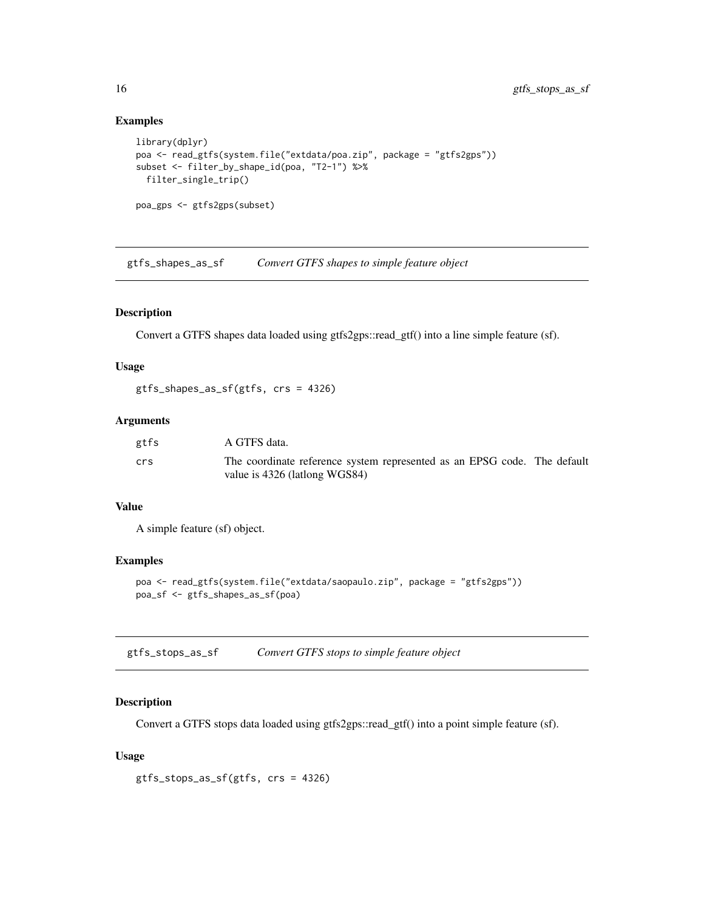## Examples

```
library(dplyr)
poa <- read_gtfs(system.file("extdata/poa.zip", package = "gtfs2gps"))
subset <- filter_by_shape_id(poa, "T2-1") %>%
  filter_single_trip()

poa_gps <- gtfs2gps(subset)
```

# gtfs_shapes_as_sf — *Convert GTFS shapes to simple feature object*

## Description

Convert a GTFS shapes data loaded using gtfs2gps::read_gtf() into a line simple feature (sf).

## Usage

```
gtfs_shapes_as_sf(gtfs, crs = 4326)
```

## Arguments

| | |
|---|---|
| gtfs | A GTFS data. |
| crs | The coordinate reference system represented as an EPSG code. The default value is 4326 (latlong WGS84) |

## Value

A simple feature (sf) object.

## Examples

```
poa <- read_gtfs(system.file("extdata/saopaulo.zip", package = "gtfs2gps"))
poa_sf <- gtfs_shapes_as_sf(poa)
```

# gtfs_stops_as_sf — *Convert GTFS stops to simple feature object*

## Description

Convert a GTFS stops data loaded using gtfs2gps::read_gtf() into a point simple feature (sf).

## Usage

```
gtfs_stops_as_sf(gtfs, crs = 4326)
```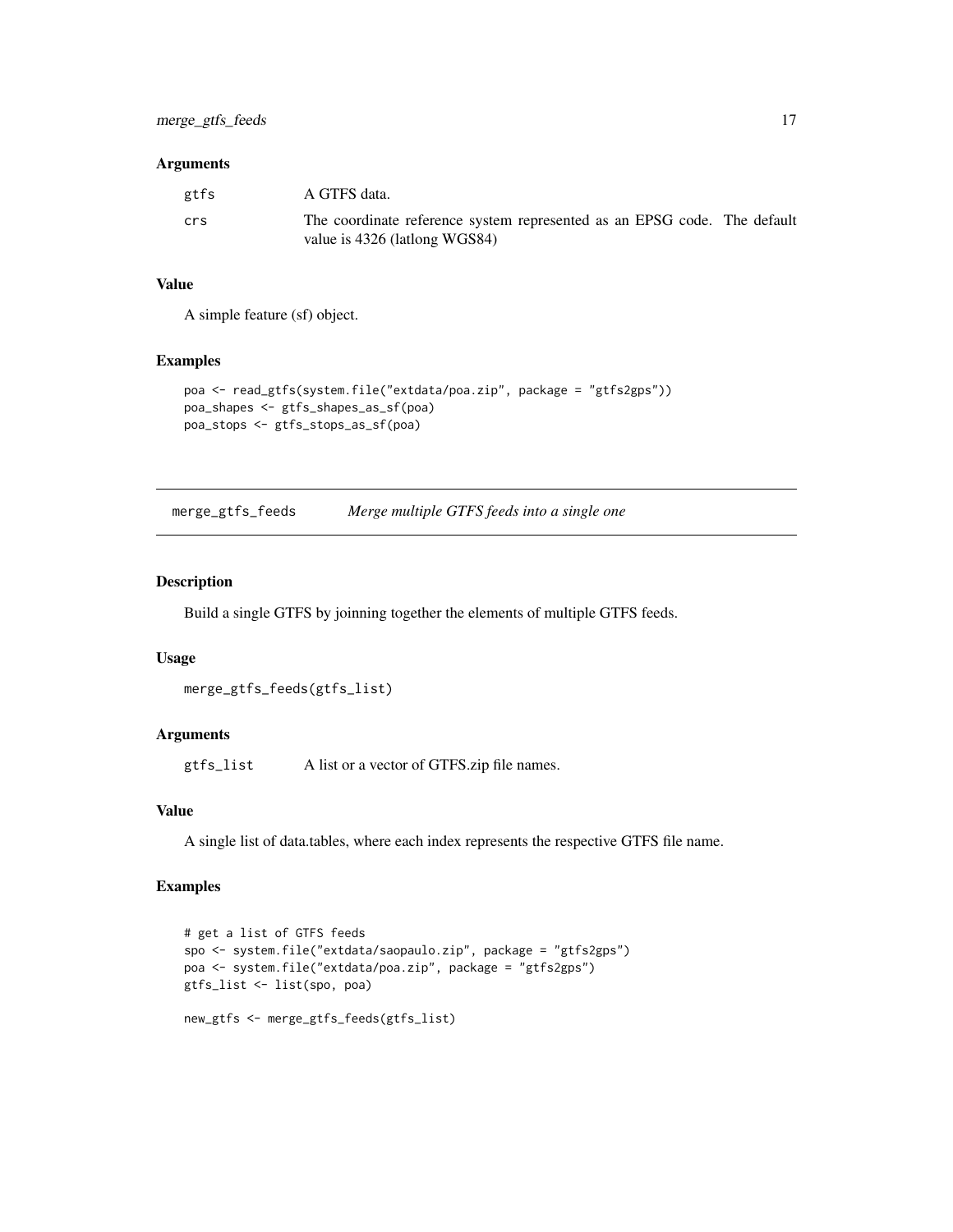### Arguments

| | |
|---|---|
| gtfs | A GTFS data. |
| crs | The coordinate reference system represented as an EPSG code. The default value is 4326 (latlong WGS84) |

### Value

A simple feature (sf) object.

### Examples

```
poa <- read_gtfs(system.file("extdata/poa.zip", package = "gtfs2gps"))
poa_shapes <- gtfs_shapes_as_sf(poa)
poa_stops <- gtfs_stops_as_sf(poa)
```

---

## merge_gtfs_feeds &nbsp;&nbsp;&nbsp; *Merge multiple GTFS feeds into a single one*

---

### Description

Build a single GTFS by joinning together the elements of multiple GTFS feeds.

### Usage

```
merge_gtfs_feeds(gtfs_list)
```

### Arguments

| | |
|---|---|
| gtfs_list | A list or a vector of GTFS.zip file names. |

### Value

A single list of data.tables, where each index represents the respective GTFS file name.

### Examples

```
# get a list of GTFS feeds
spo <- system.file("extdata/saopaulo.zip", package = "gtfs2gps")
poa <- system.file("extdata/poa.zip", package = "gtfs2gps")
gtfs_list <- list(spo, poa)

new_gtfs <- merge_gtfs_feeds(gtfs_list)
```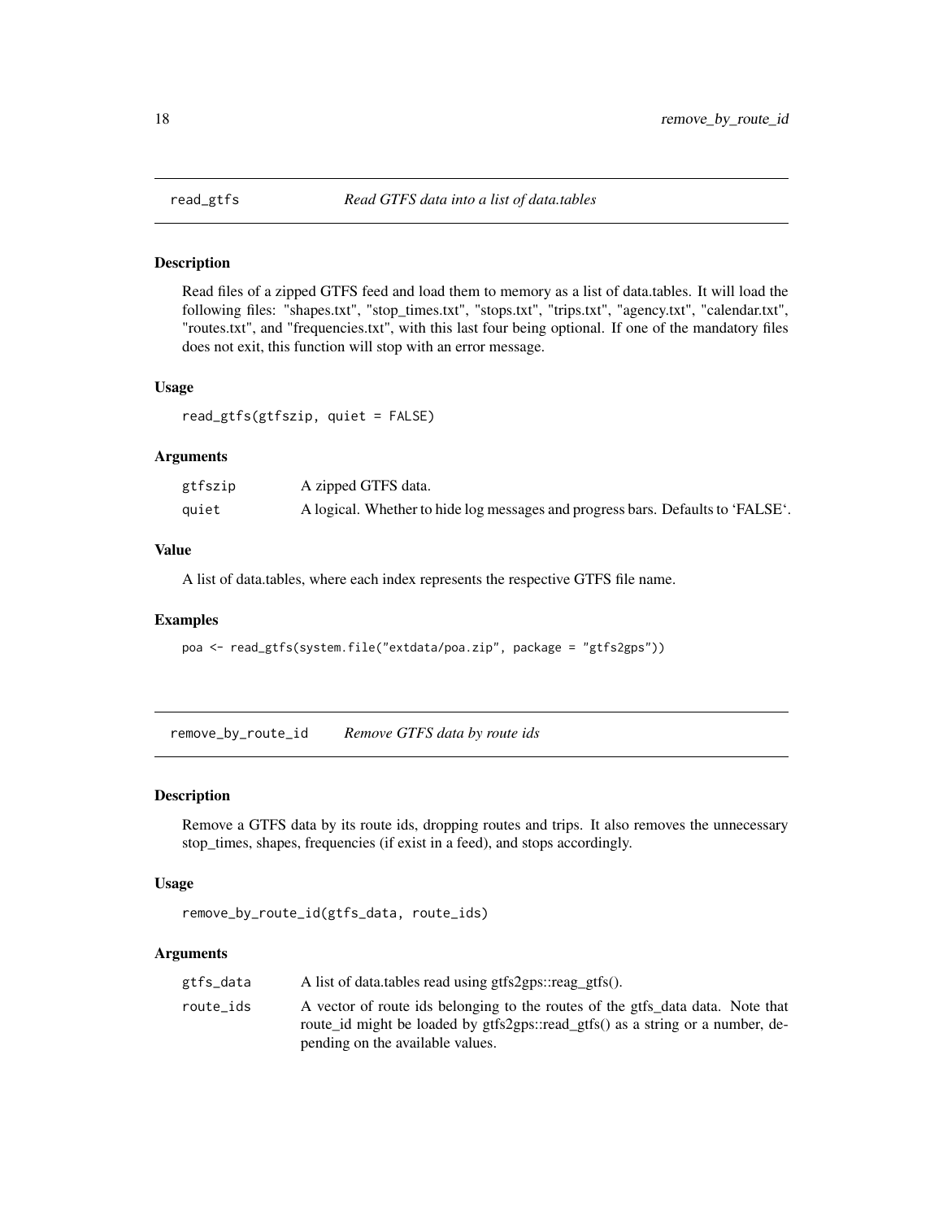## read_gtfs — *Read GTFS data into a list of data.tables*

### Description

Read files of a zipped GTFS feed and load them to memory as a list of data.tables. It will load the following files: "shapes.txt", "stop_times.txt", "stops.txt", "trips.txt", "agency.txt", "calendar.txt", "routes.txt", and "frequencies.txt", with this last four being optional. If one of the mandatory files does not exit, this function will stop with an error message.

### Usage

```
read_gtfs(gtfszip, quiet = FALSE)
```

### Arguments

| | |
|---|---|
| gtfszip | A zipped GTFS data. |
| quiet | A logical. Whether to hide log messages and progress bars. Defaults to 'FALSE'. |

### Value

A list of data.tables, where each index represents the respective GTFS file name.

### Examples

```
poa <- read_gtfs(system.file("extdata/poa.zip", package = "gtfs2gps"))
```

## remove_by_route_id — *Remove GTFS data by route ids*

### Description

Remove a GTFS data by its route ids, dropping routes and trips. It also removes the unnecessary stop_times, shapes, frequencies (if exist in a feed), and stops accordingly.

### Usage

```
remove_by_route_id(gtfs_data, route_ids)
```

### Arguments

| | |
|---|---|
| gtfs_data | A list of data.tables read using gtfs2gps::reag_gtfs(). |
| route_ids | A vector of route ids belonging to the routes of the gtfs_data data. Note that route_id might be loaded by gtfs2gps::read_gtfs() as a string or a number, depending on the available values. |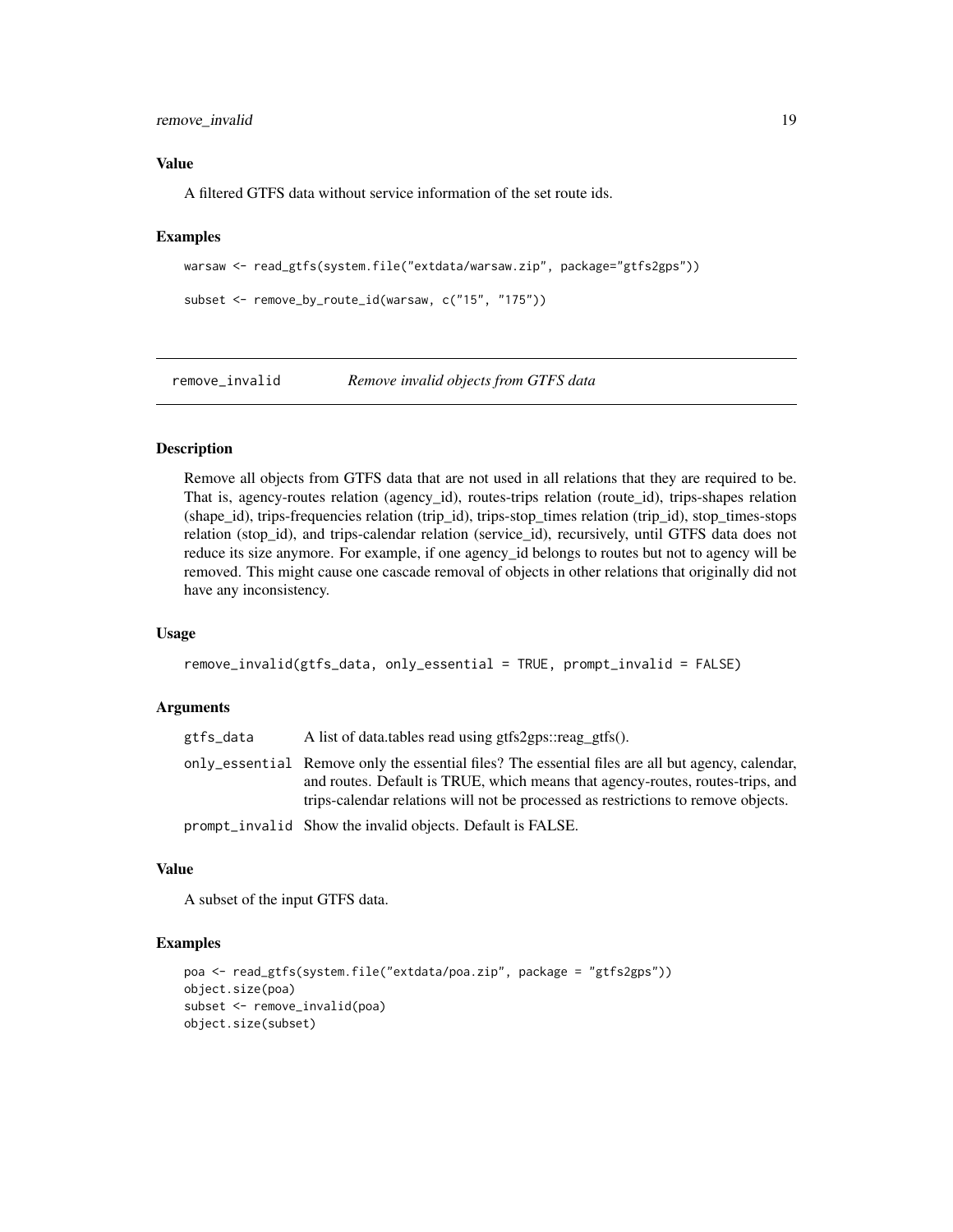### Value

A filtered GTFS data without service information of the set route ids.

### Examples

```
warsaw <- read_gtfs(system.file("extdata/warsaw.zip", package="gtfs2gps"))

subset <- remove_by_route_id(warsaw, c("15", "175"))
```

---

## remove_invalid    *Remove invalid objects from GTFS data*

---

### Description

Remove all objects from GTFS data that are not used in all relations that they are required to be. That is, agency-routes relation (agency_id), routes-trips relation (route_id), trips-shapes relation (shape_id), trips-frequencies relation (trip_id), trips-stop_times relation (trip_id), stop_times-stops relation (stop_id), and trips-calendar relation (service_id), recursively, until GTFS data does not reduce its size anymore. For example, if one agency_id belongs to routes but not to agency will be removed. This might cause one cascade removal of objects in other relations that originally did not have any inconsistency.

### Usage

```
remove_invalid(gtfs_data, only_essential = TRUE, prompt_invalid = FALSE)
```

### Arguments

| | |
|---|---|
| `gtfs_data` | A list of data.tables read using gtfs2gps::reag_gtfs(). |
| `only_essential` | Remove only the essential files? The essential files are all but agency, calendar, and routes. Default is TRUE, which means that agency-routes, routes-trips, and trips-calendar relations will not be processed as restrictions to remove objects. |
| `prompt_invalid` | Show the invalid objects. Default is FALSE. |

### Value

A subset of the input GTFS data.

### Examples

```
poa <- read_gtfs(system.file("extdata/poa.zip", package = "gtfs2gps"))
object.size(poa)
subset <- remove_invalid(poa)
object.size(subset)
```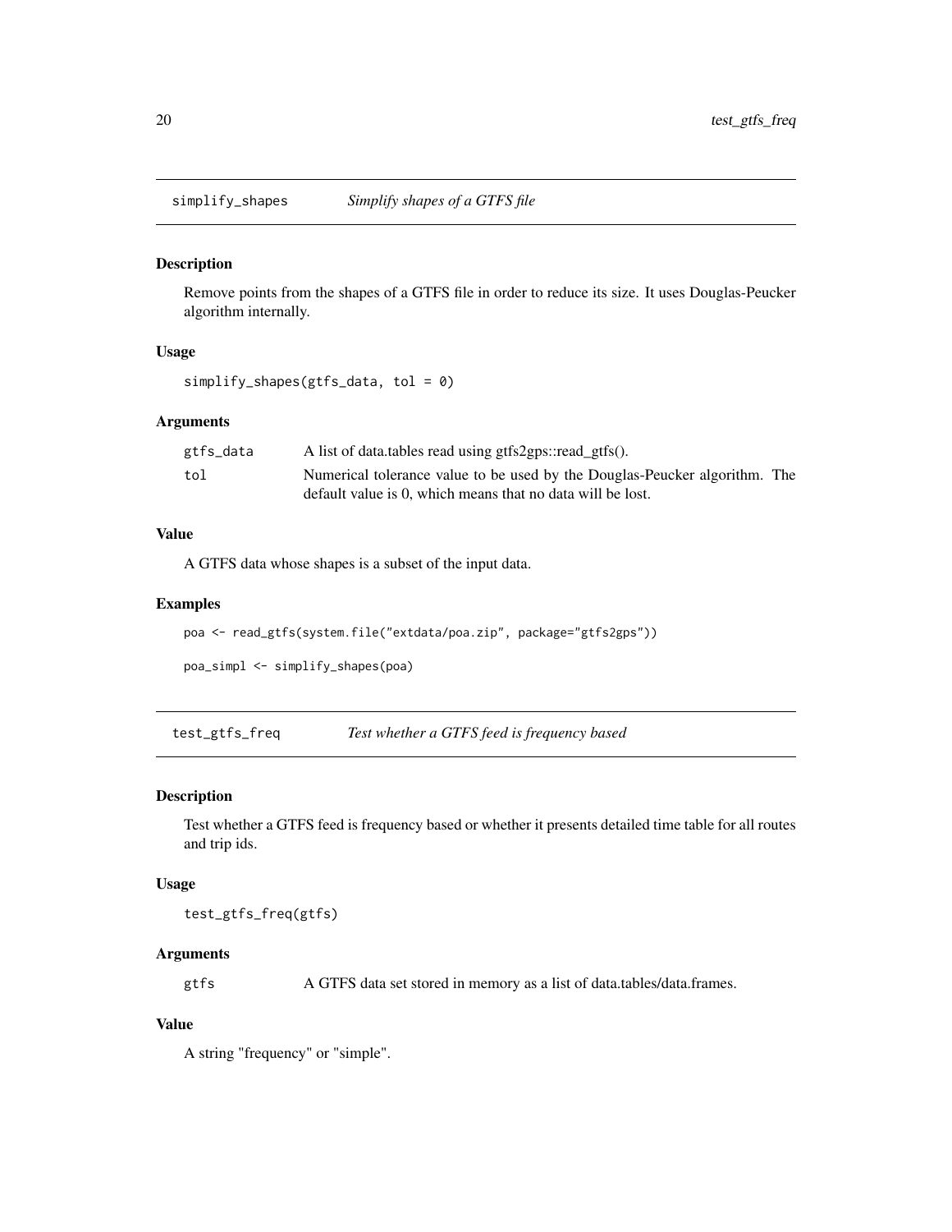## simplify_shapes *Simplify shapes of a GTFS file*

### Description

Remove points from the shapes of a GTFS file in order to reduce its size. It uses Douglas-Peucker algorithm internally.

### Usage

```
simplify_shapes(gtfs_data, tol = 0)
```

### Arguments

| | |
|---|---|
| gtfs_data | A list of data.tables read using gtfs2gps::read_gtfs(). |
| tol | Numerical tolerance value to be used by the Douglas-Peucker algorithm. The default value is 0, which means that no data will be lost. |

### Value

A GTFS data whose shapes is a subset of the input data.

### Examples

```
poa <- read_gtfs(system.file("extdata/poa.zip", package="gtfs2gps"))

poa_simpl <- simplify_shapes(poa)
```

## test_gtfs_freq *Test whether a GTFS feed is frequency based*

### Description

Test whether a GTFS feed is frequency based or whether it presents detailed time table for all routes and trip ids.

### Usage

```
test_gtfs_freq(gtfs)
```

### Arguments

| | |
|---|---|
| gtfs | A GTFS data set stored in memory as a list of data.tables/data.frames. |

### Value

A string "frequency" or "simple".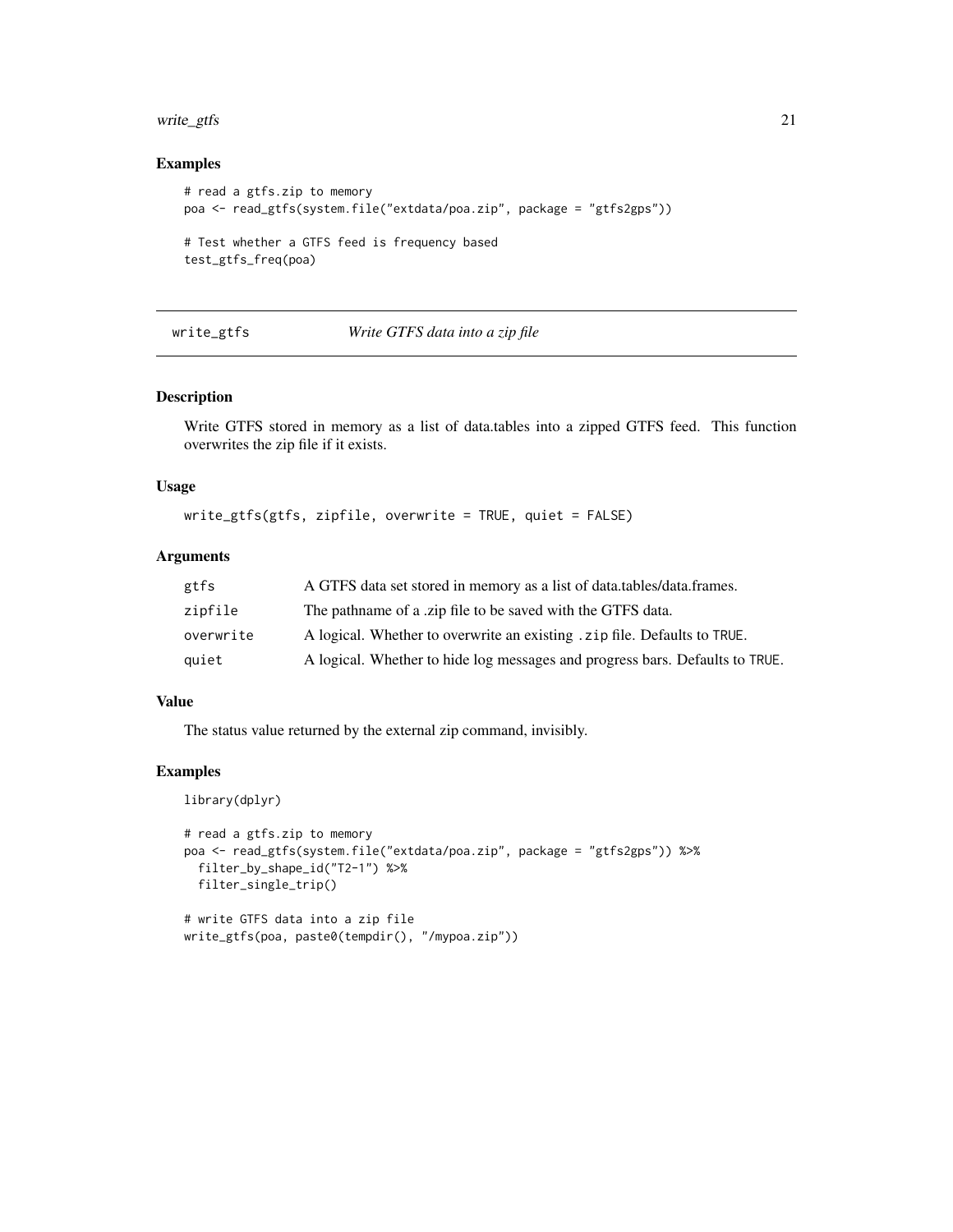### Examples

```
# read a gtfs.zip to memory
poa <- read_gtfs(system.file("extdata/poa.zip", package = "gtfs2gps"))

# Test whether a GTFS feed is frequency based
test_gtfs_freq(poa)
```

## write_gtfs *Write GTFS data into a zip file*

### Description

Write GTFS stored in memory as a list of data.tables into a zipped GTFS feed. This function overwrites the zip file if it exists.

### Usage

```
write_gtfs(gtfs, zipfile, overwrite = TRUE, quiet = FALSE)
```

### Arguments

| | |
|---|---|
| gtfs | A GTFS data set stored in memory as a list of data.tables/data.frames. |
| zipfile | The pathname of a .zip file to be saved with the GTFS data. |
| overwrite | A logical. Whether to overwrite an existing `.zip` file. Defaults to `TRUE`. |
| quiet | A logical. Whether to hide log messages and progress bars. Defaults to `TRUE`. |

### Value

The status value returned by the external zip command, invisibly.

### Examples

```
library(dplyr)

# read a gtfs.zip to memory
poa <- read_gtfs(system.file("extdata/poa.zip", package = "gtfs2gps")) %>%
  filter_by_shape_id("T2-1") %>%
  filter_single_trip()

# write GTFS data into a zip file
write_gtfs(poa, paste0(tempdir(), "/mypoa.zip"))
```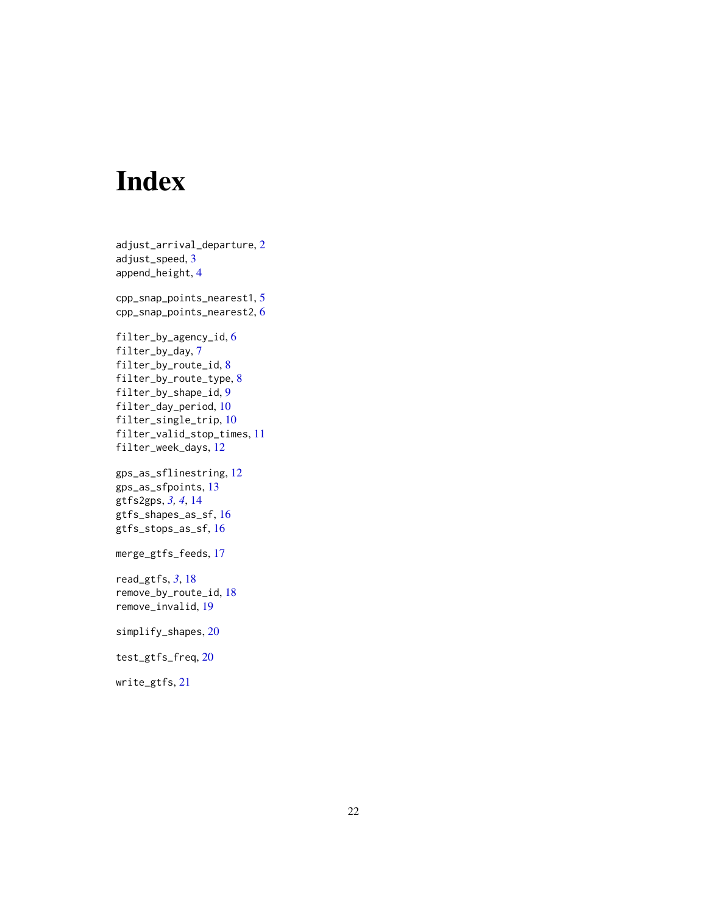# Index

adjust_arrival_departure, 2
adjust_speed, 3
append_height, 4

cpp_snap_points_nearest1, 5
cpp_snap_points_nearest2, 6

filter_by_agency_id, 6
filter_by_day, 7
filter_by_route_id, 8
filter_by_route_type, 8
filter_by_shape_id, 9
filter_day_period, 10
filter_single_trip, 10
filter_valid_stop_times, 11
filter_week_days, 12

gps_as_sflinestring, 12
gps_as_sfpoints, 13
gtfs2gps, *3, 4*, 14
gtfs_shapes_as_sf, 16
gtfs_stops_as_sf, 16

merge_gtfs_feeds, 17

read_gtfs, *3*, 18
remove_by_route_id, 18
remove_invalid, 19

simplify_shapes, 20

test_gtfs_freq, 20

write_gtfs, 21